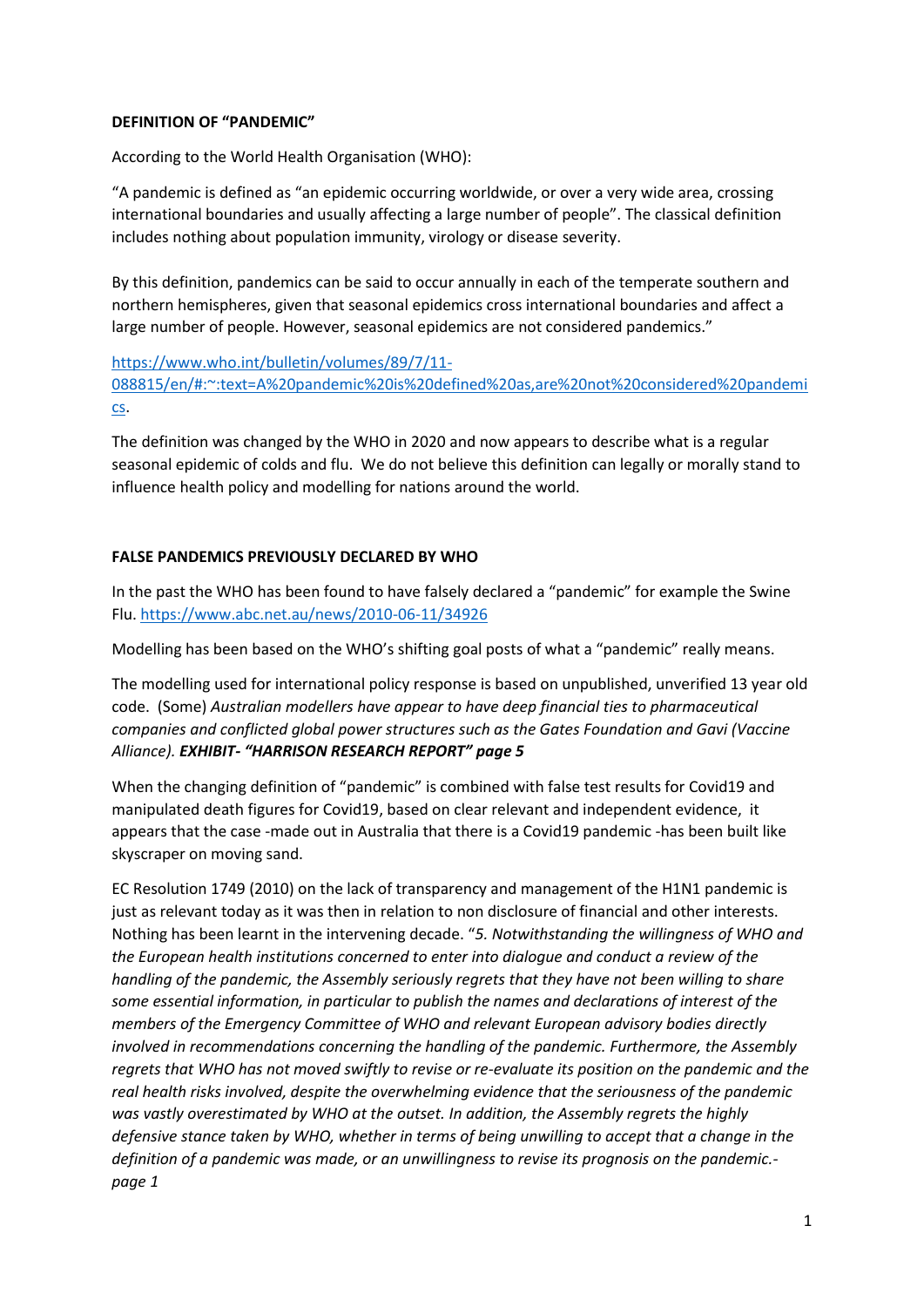**DEFINITION OF "PANDEMIC"**

According to the World Health Organisation (WHO):

"A pandemic is defined as "an epidemic occurring worldwide, or over a very wide area, crossing international boundaries and usually affecting a large number of people". The classical definition includes nothing about population immunity, virology or disease severity.

By this definition, pandemics can be said to occur annually in each of the temperate southern and northern hemispheres, given that seasonal epidemics cross international boundaries and affect a large number of people. However, seasonal epidemics are not considered pandemics."

[https://www.who.int/bulletin/volumes/89/7/11-088815/en/#:~:text=A%20pandemic%20is%20defined%20as,are%20not%20considered%20pandemics](https://www.who.int/bulletin/volumes/89/7/11-088815/en/#:~:text=A%20pandemic%20is%20defined%20as,are%20not%20considered%20pandemics).

The definition was changed by the WHO in 2020 and now appears to describe what is a regular seasonal epidemic of colds and flu. We do not believe this definition can legally or morally stand to influence health policy and modelling for nations around the world.

**FALSE PANDEMICS PREVIOUSLY DECLARED BY WHO**

In the past the WHO has been found to have falsely declared a "pandemic" for example the Swine Flu. [https://www.abc.net.au/news/2010-06-11/34926](https://www.abc.net.au/news/2010-06-11/34926)

Modelling has been based on the WHO's shifting goal posts of what a "pandemic" really means.

The modelling used for international policy response is based on unpublished, unverified 13 year old code. (Some) *Australian modellers have appear to have deep financial ties to pharmaceutical companies and conflicted global power structures such as the Gates Foundation and Gavi (Vaccine Alliance).* ***EXHIBIT- "HARRISON RESEARCH REPORT" page 5***

When the changing definition of "pandemic" is combined with false test results for Covid19 and manipulated death figures for Covid19, based on clear relevant and independent evidence, it appears that the case -made out in Australia that there is a Covid19 pandemic -has been built like skyscraper on moving sand.

EC Resolution 1749 (2010) on the lack of transparency and management of the H1N1 pandemic is just as relevant today as it was then in relation to non disclosure of financial and other interests. Nothing has been learnt in the intervening decade. "*5. Notwithstanding the willingness of WHO and the European health institutions concerned to enter into dialogue and conduct a review of the handling of the pandemic, the Assembly seriously regrets that they have not been willing to share some essential information, in particular to publish the names and declarations of interest of the members of the Emergency Committee of WHO and relevant European advisory bodies directly involved in recommendations concerning the handling of the pandemic. Furthermore, the Assembly regrets that WHO has not moved swiftly to revise or re-evaluate its position on the pandemic and the real health risks involved, despite the overwhelming evidence that the seriousness of the pandemic was vastly overestimated by WHO at the outset. In addition, the Assembly regrets the highly defensive stance taken by WHO, whether in terms of being unwilling to accept that a change in the definition of a pandemic was made, or an unwillingness to revise its prognosis on the pandemic.- page 1*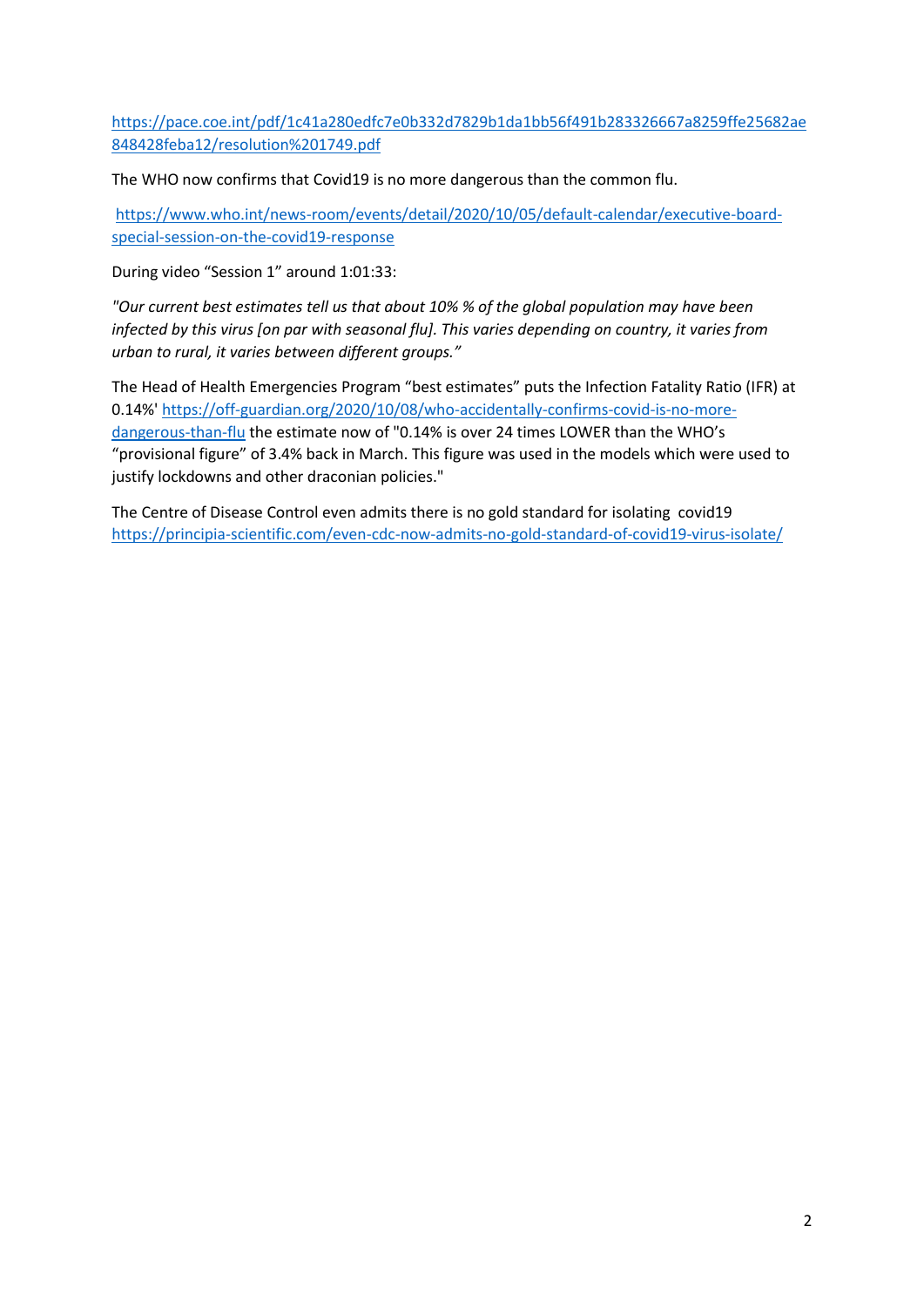https://pace.coe.int/pdf/1c41a280edfc7e0b332d7829b1da1bb56f491b283326667a8259ffe25682ae848428feba12/resolution%201749.pdf

The WHO now confirms that Covid19 is no more dangerous than the common flu.

https://www.who.int/news-room/events/detail/2020/10/05/default-calendar/executive-board-special-session-on-the-covid19-response

During video "Session 1" around 1:01:33:

*"Our current best estimates tell us that about 10% % of the global population may have been infected by this virus [on par with seasonal flu]. This varies depending on country, it varies from urban to rural, it varies between different groups."*

The Head of Health Emergencies Program "best estimates" puts the Infection Fatality Ratio (IFR) at 0.14%' https://off-guardian.org/2020/10/08/who-accidentally-confirms-covid-is-no-more-dangerous-than-flu the estimate now of "0.14% is over 24 times LOWER than the WHO's "provisional figure" of 3.4% back in March. This figure was used in the models which were used to justify lockdowns and other draconian policies."

The Centre of Disease Control even admits there is no gold standard for isolating covid19 https://principia-scientific.com/even-cdc-now-admits-no-gold-standard-of-covid19-virus-isolate/